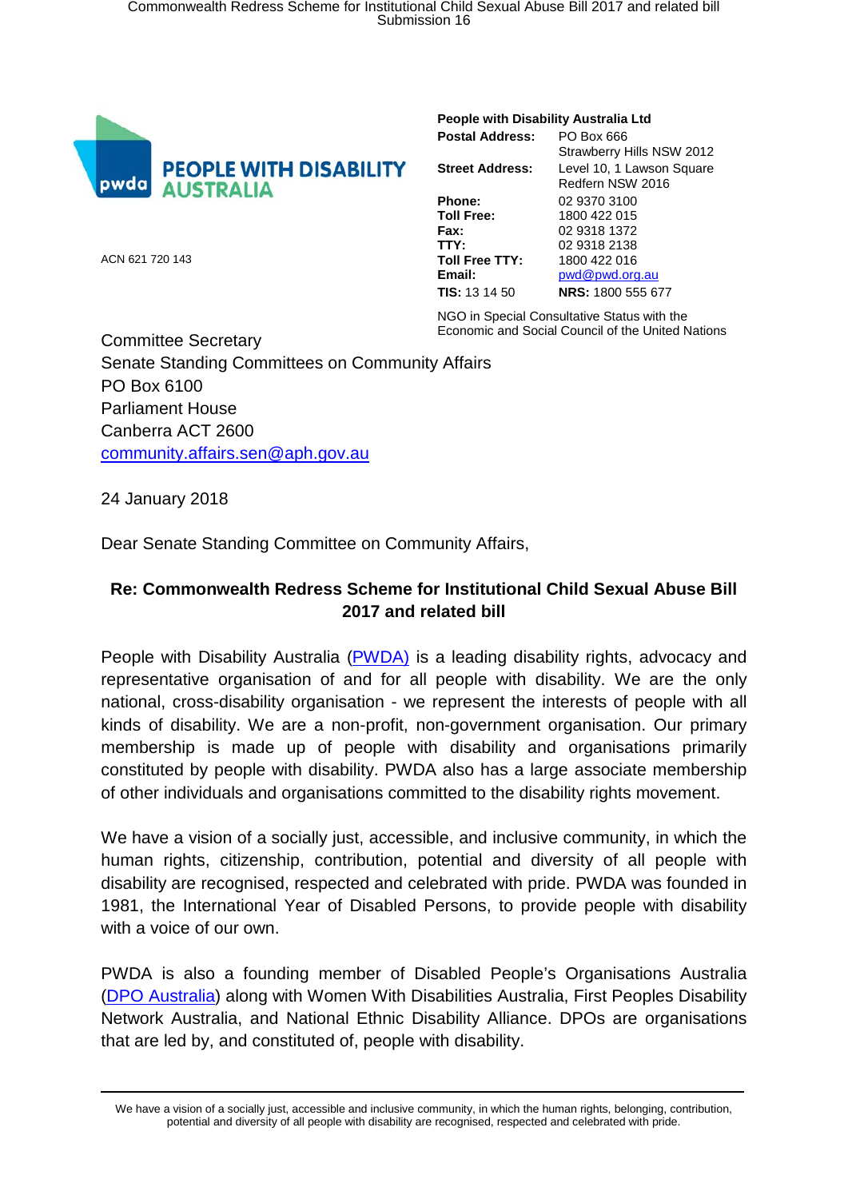**People with Disability Australia Ltd**

**Postal Address:** PO Box 666
Strawberry Hills NSW 2012

**Street Address:** Level 10, 1 Lawson Square
Redfern NSW 2016

**Phone:** 02 9370 3100
**Toll Free:** 1800 422 015
**Fax:** 02 9318 1372
**TTY:** 02 9318 2138
**Toll Free TTY:** 1800 422 016
**Email:** pwd@pwd.org.au
**TIS:** 13 14 50 **NRS:** 1800 555 677

NGO in Special Consultative Status with the Economic and Social Council of the United Nations

ACN 621 720 143

Committee Secretary
Senate Standing Committees on Community Affairs
PO Box 6100
Parliament House
Canberra ACT 2600
community.affairs.sen@aph.gov.au

24 January 2018

Dear Senate Standing Committee on Community Affairs,

**Re: Commonwealth Redress Scheme for Institutional Child Sexual Abuse Bill 2017 and related bill**

People with Disability Australia (PWDA) is a leading disability rights, advocacy and representative organisation of and for all people with disability. We are the only national, cross-disability organisation - we represent the interests of people with all kinds of disability. We are a non-profit, non-government organisation. Our primary membership is made up of people with disability and organisations primarily constituted by people with disability. PWDA also has a large associate membership of other individuals and organisations committed to the disability rights movement.

We have a vision of a socially just, accessible, and inclusive community, in which the human rights, citizenship, contribution, potential and diversity of all people with disability are recognised, respected and celebrated with pride. PWDA was founded in 1981, the International Year of Disabled Persons, to provide people with disability with a voice of our own.

PWDA is also a founding member of Disabled People's Organisations Australia (DPO Australia) along with Women With Disabilities Australia, First Peoples Disability Network Australia, and National Ethnic Disability Alliance. DPOs are organisations that are led by, and constituted of, people with disability.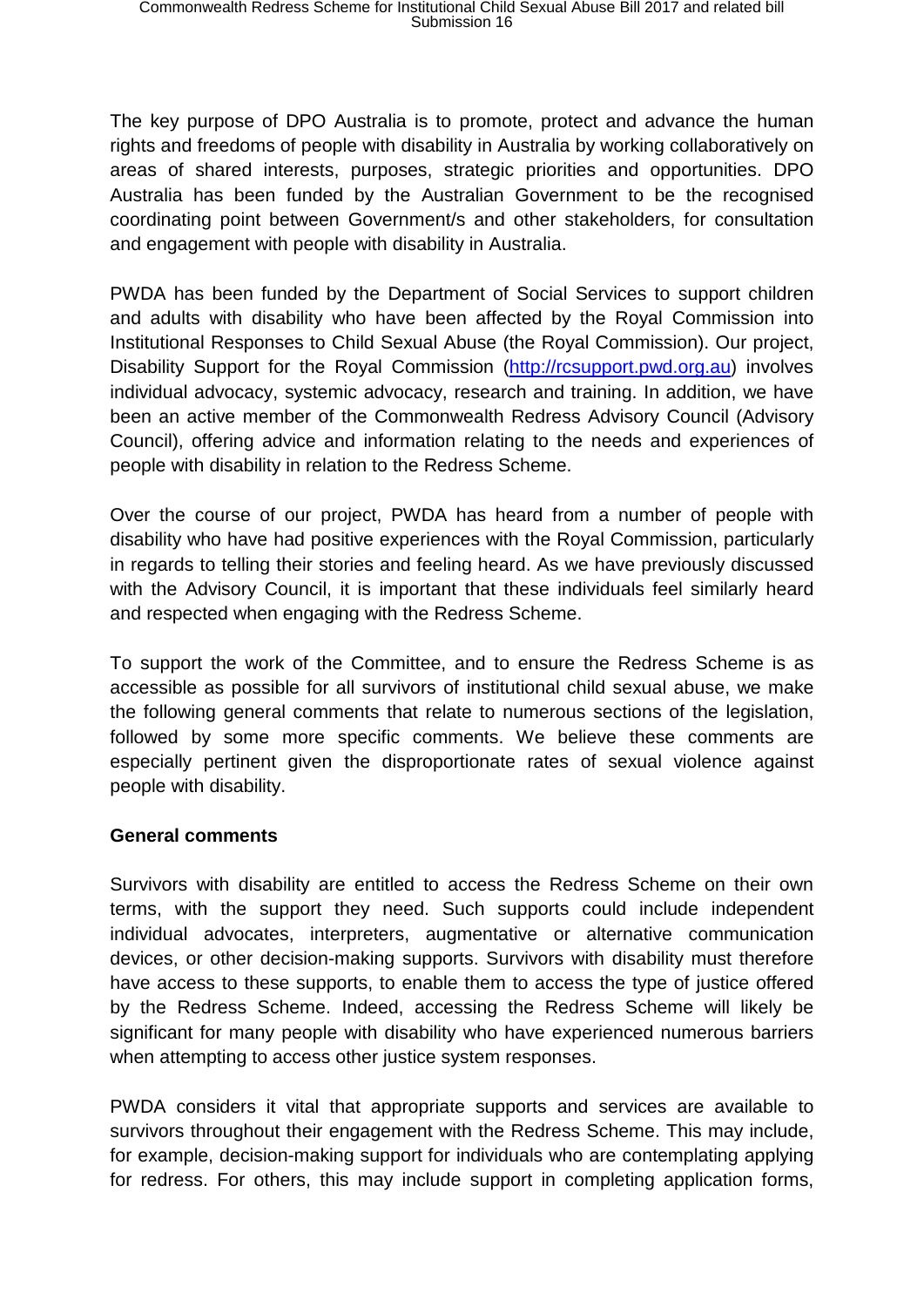The key purpose of DPO Australia is to promote, protect and advance the human rights and freedoms of people with disability in Australia by working collaboratively on areas of shared interests, purposes, strategic priorities and opportunities. DPO Australia has been funded by the Australian Government to be the recognised coordinating point between Government/s and other stakeholders, for consultation and engagement with people with disability in Australia.

PWDA has been funded by the Department of Social Services to support children and adults with disability who have been affected by the Royal Commission into Institutional Responses to Child Sexual Abuse (the Royal Commission). Our project, Disability Support for the Royal Commission (http://rcsupport.pwd.org.au) involves individual advocacy, systemic advocacy, research and training. In addition, we have been an active member of the Commonwealth Redress Advisory Council (Advisory Council), offering advice and information relating to the needs and experiences of people with disability in relation to the Redress Scheme.

Over the course of our project, PWDA has heard from a number of people with disability who have had positive experiences with the Royal Commission, particularly in regards to telling their stories and feeling heard. As we have previously discussed with the Advisory Council, it is important that these individuals feel similarly heard and respected when engaging with the Redress Scheme.

To support the work of the Committee, and to ensure the Redress Scheme is as accessible as possible for all survivors of institutional child sexual abuse, we make the following general comments that relate to numerous sections of the legislation, followed by some more specific comments. We believe these comments are especially pertinent given the disproportionate rates of sexual violence against people with disability.

**General comments**

Survivors with disability are entitled to access the Redress Scheme on their own terms, with the support they need. Such supports could include independent individual advocates, interpreters, augmentative or alternative communication devices, or other decision-making supports. Survivors with disability must therefore have access to these supports, to enable them to access the type of justice offered by the Redress Scheme. Indeed, accessing the Redress Scheme will likely be significant for many people with disability who have experienced numerous barriers when attempting to access other justice system responses.

PWDA considers it vital that appropriate supports and services are available to survivors throughout their engagement with the Redress Scheme. This may include, for example, decision-making support for individuals who are contemplating applying for redress. For others, this may include support in completing application forms,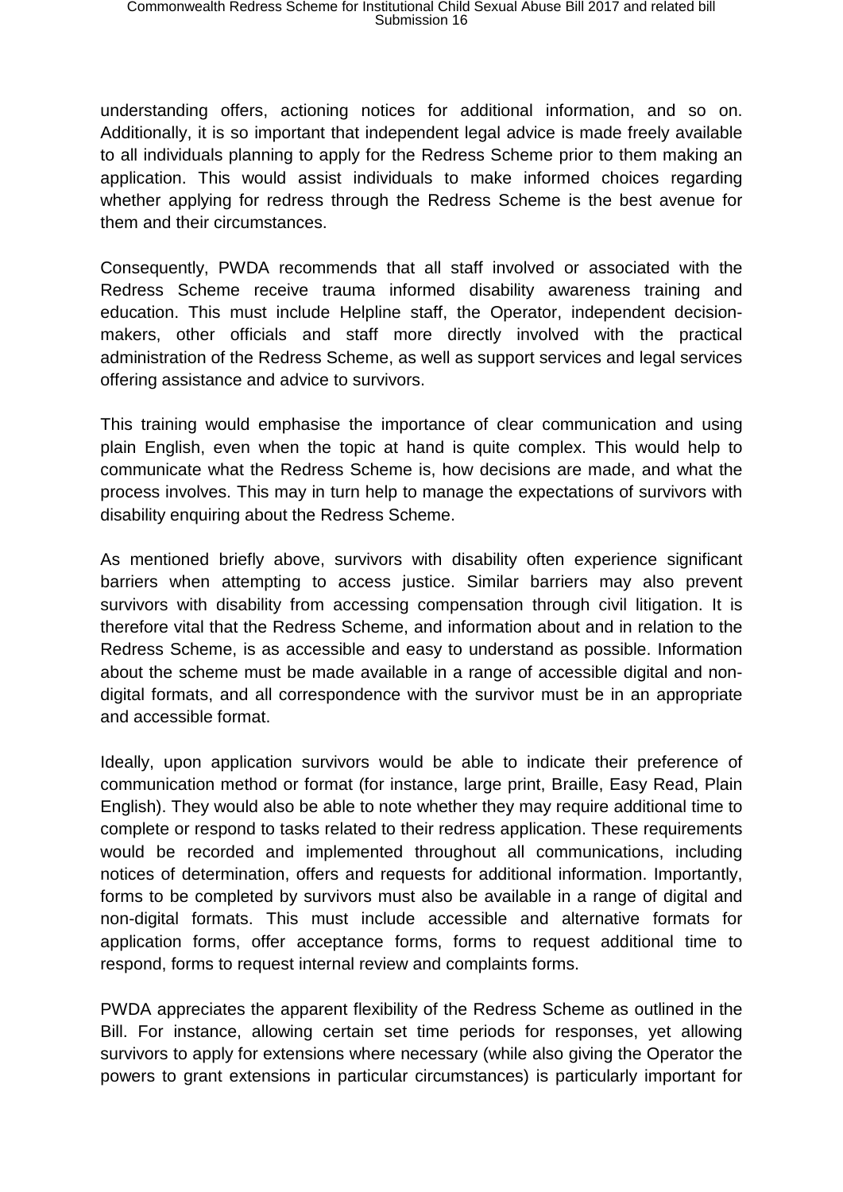understanding offers, actioning notices for additional information, and so on. Additionally, it is so important that independent legal advice is made freely available to all individuals planning to apply for the Redress Scheme prior to them making an application. This would assist individuals to make informed choices regarding whether applying for redress through the Redress Scheme is the best avenue for them and their circumstances.

Consequently, PWDA recommends that all staff involved or associated with the Redress Scheme receive trauma informed disability awareness training and education. This must include Helpline staff, the Operator, independent decision-makers, other officials and staff more directly involved with the practical administration of the Redress Scheme, as well as support services and legal services offering assistance and advice to survivors.

This training would emphasise the importance of clear communication and using plain English, even when the topic at hand is quite complex. This would help to communicate what the Redress Scheme is, how decisions are made, and what the process involves. This may in turn help to manage the expectations of survivors with disability enquiring about the Redress Scheme.

As mentioned briefly above, survivors with disability often experience significant barriers when attempting to access justice. Similar barriers may also prevent survivors with disability from accessing compensation through civil litigation. It is therefore vital that the Redress Scheme, and information about and in relation to the Redress Scheme, is as accessible and easy to understand as possible. Information about the scheme must be made available in a range of accessible digital and non-digital formats, and all correspondence with the survivor must be in an appropriate and accessible format.

Ideally, upon application survivors would be able to indicate their preference of communication method or format (for instance, large print, Braille, Easy Read, Plain English). They would also be able to note whether they may require additional time to complete or respond to tasks related to their redress application. These requirements would be recorded and implemented throughout all communications, including notices of determination, offers and requests for additional information. Importantly, forms to be completed by survivors must also be available in a range of digital and non-digital formats. This must include accessible and alternative formats for application forms, offer acceptance forms, forms to request additional time to respond, forms to request internal review and complaints forms.

PWDA appreciates the apparent flexibility of the Redress Scheme as outlined in the Bill. For instance, allowing certain set time periods for responses, yet allowing survivors to apply for extensions where necessary (while also giving the Operator the powers to grant extensions in particular circumstances) is particularly important for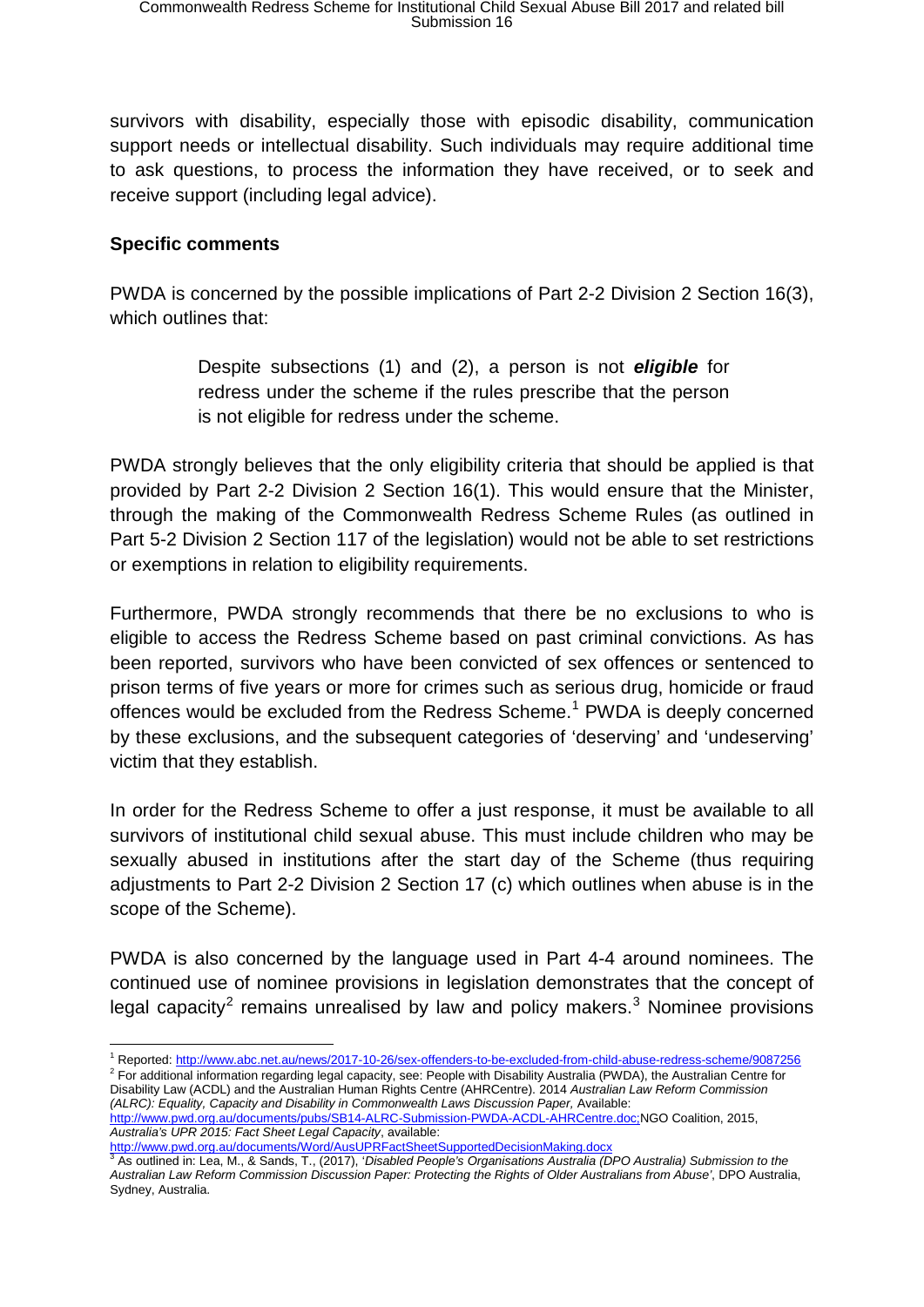survivors with disability, especially those with episodic disability, communication support needs or intellectual disability. Such individuals may require additional time to ask questions, to process the information they have received, or to seek and receive support (including legal advice).

**Specific comments**

PWDA is concerned by the possible implications of Part 2-2 Division 2 Section 16(3), which outlines that:

> Despite subsections (1) and (2), a person is not ***eligible*** for redress under the scheme if the rules prescribe that the person is not eligible for redress under the scheme.

PWDA strongly believes that the only eligibility criteria that should be applied is that provided by Part 2-2 Division 2 Section 16(1). This would ensure that the Minister, through the making of the Commonwealth Redress Scheme Rules (as outlined in Part 5-2 Division 2 Section 117 of the legislation) would not be able to set restrictions or exemptions in relation to eligibility requirements.

Furthermore, PWDA strongly recommends that there be no exclusions to who is eligible to access the Redress Scheme based on past criminal convictions. As has been reported, survivors who have been convicted of sex offences or sentenced to prison terms of five years or more for crimes such as serious drug, homicide or fraud offences would be excluded from the Redress Scheme.[1] PWDA is deeply concerned by these exclusions, and the subsequent categories of 'deserving' and 'undeserving' victim that they establish.

In order for the Redress Scheme to offer a just response, it must be available to all survivors of institutional child sexual abuse. This must include children who may be sexually abused in institutions after the start day of the Scheme (thus requiring adjustments to Part 2-2 Division 2 Section 17 (c) which outlines when abuse is in the scope of the Scheme).

PWDA is also concerned by the language used in Part 4-4 around nominees. The continued use of nominee provisions in legislation demonstrates that the concept of legal capacity[2] remains unrealised by law and policy makers.[3] Nominee provisions

---

[1] Reported: http://www.abc.net.au/news/2017-10-26/sex-offenders-to-be-excluded-from-child-abuse-redress-scheme/9087256

[2] For additional information regarding legal capacity, see: People with Disability Australia (PWDA), the Australian Centre for Disability Law (ACDL) and the Australian Human Rights Centre (AHRCentre). 2014 *Australian Law Reform Commission (ALRC): Equality, Capacity and Disability in Commonwealth Laws Discussion Paper,* Available: http://www.pwd.org.au/documents/pubs/SB14-ALRC-Submission-PWDA-ACDL-AHRCentre.doc;NGO Coalition, 2015, *Australia's UPR 2015: Fact Sheet Legal Capacity*, available: http://www.pwd.org.au/documents/Word/AusUPRFactSheetSupportedDecisionMaking.docx

[3] As outlined in: Lea, M., & Sands, T., (2017), '*Disabled People's Organisations Australia (DPO Australia) Submission to the Australian Law Reform Commission Discussion Paper: Protecting the Rights of Older Australians from Abuse*', DPO Australia, Sydney, Australia.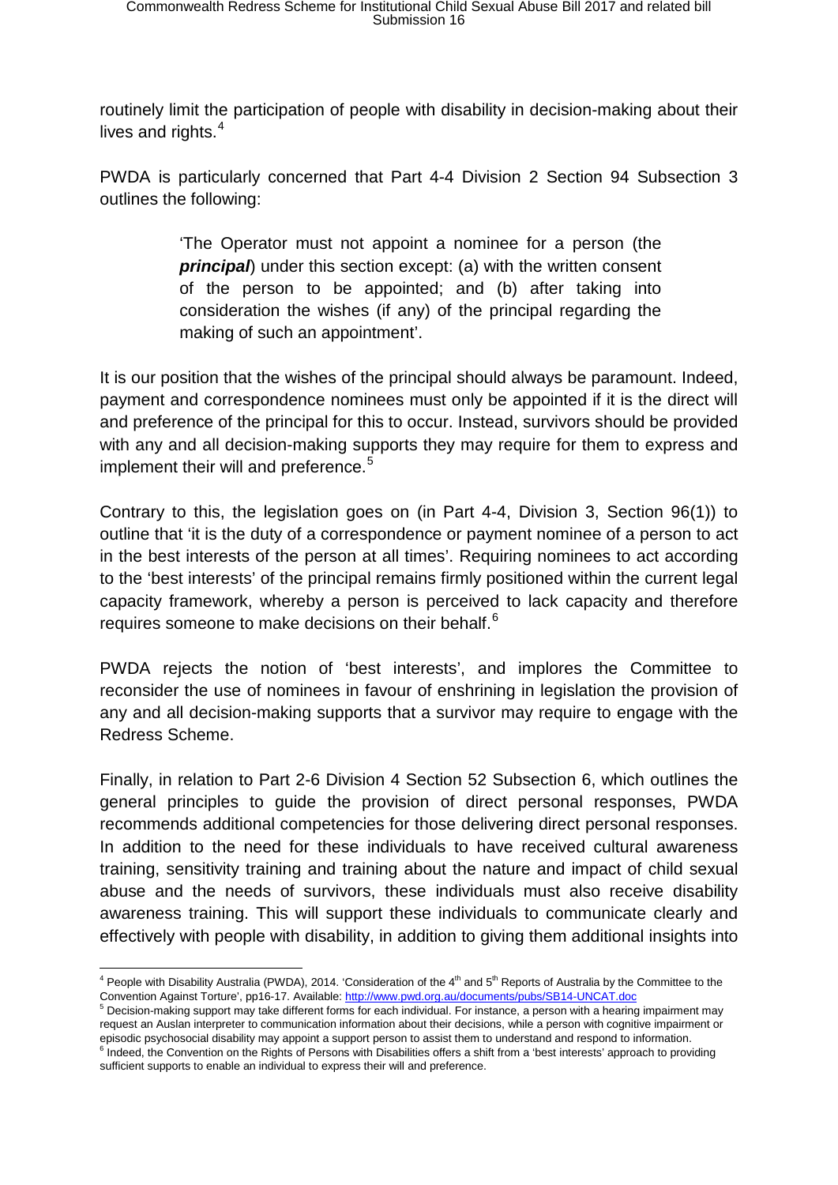routinely limit the participation of people with disability in decision-making about their lives and rights.[4]

PWDA is particularly concerned that Part 4-4 Division 2 Section 94 Subsection 3 outlines the following:

> 'The Operator must not appoint a nominee for a person (the ***principal***) under this section except: (a) with the written consent of the person to be appointed; and (b) after taking into consideration the wishes (if any) of the principal regarding the making of such an appointment'.

It is our position that the wishes of the principal should always be paramount. Indeed, payment and correspondence nominees must only be appointed if it is the direct will and preference of the principal for this to occur. Instead, survivors should be provided with any and all decision-making supports they may require for them to express and implement their will and preference.[5]

Contrary to this, the legislation goes on (in Part 4-4, Division 3, Section 96(1)) to outline that 'it is the duty of a correspondence or payment nominee of a person to act in the best interests of the person at all times'. Requiring nominees to act according to the 'best interests' of the principal remains firmly positioned within the current legal capacity framework, whereby a person is perceived to lack capacity and therefore requires someone to make decisions on their behalf.[6]

PWDA rejects the notion of 'best interests', and implores the Committee to reconsider the use of nominees in favour of enshrining in legislation the provision of any and all decision-making supports that a survivor may require to engage with the Redress Scheme.

Finally, in relation to Part 2-6 Division 4 Section 52 Subsection 6, which outlines the general principles to guide the provision of direct personal responses, PWDA recommends additional competencies for those delivering direct personal responses. In addition to the need for these individuals to have received cultural awareness training, sensitivity training and training about the nature and impact of child sexual abuse and the needs of survivors, these individuals must also receive disability awareness training. This will support these individuals to communicate clearly and effectively with people with disability, in addition to giving them additional insights into

---

[4] People with Disability Australia (PWDA), 2014. 'Consideration of the 4th and 5th Reports of Australia by the Committee to the Convention Against Torture', pp16-17. Available: http://www.pwd.org.au/documents/pubs/SB14-UNCAT.doc

[5] Decision-making support may take different forms for each individual. For instance, a person with a hearing impairment may request an Auslan interpreter to communication information about their decisions, while a person with cognitive impairment or episodic psychosocial disability may appoint a support person to assist them to understand and respond to information.

[6] Indeed, the Convention on the Rights of Persons with Disabilities offers a shift from a 'best interests' approach to providing sufficient supports to enable an individual to express their will and preference.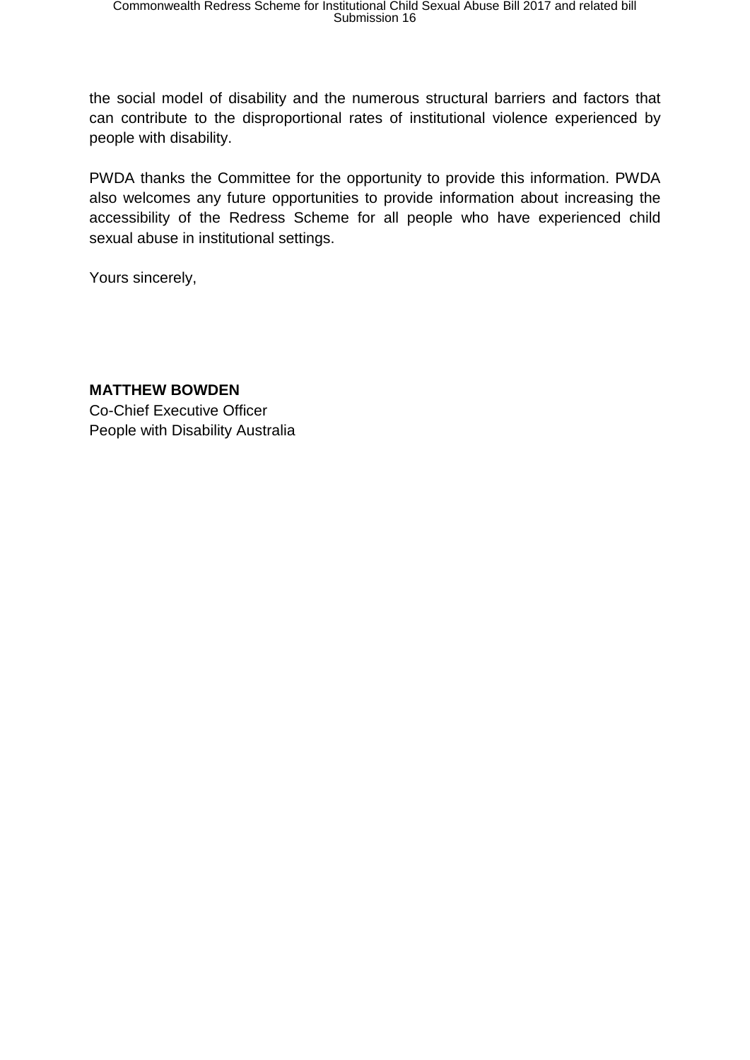the social model of disability and the numerous structural barriers and factors that can contribute to the disproportional rates of institutional violence experienced by people with disability.

PWDA thanks the Committee for the opportunity to provide this information. PWDA also welcomes any future opportunities to provide information about increasing the accessibility of the Redress Scheme for all people who have experienced child sexual abuse in institutional settings.

Yours sincerely,

**MATTHEW BOWDEN**
Co-Chief Executive Officer
People with Disability Australia